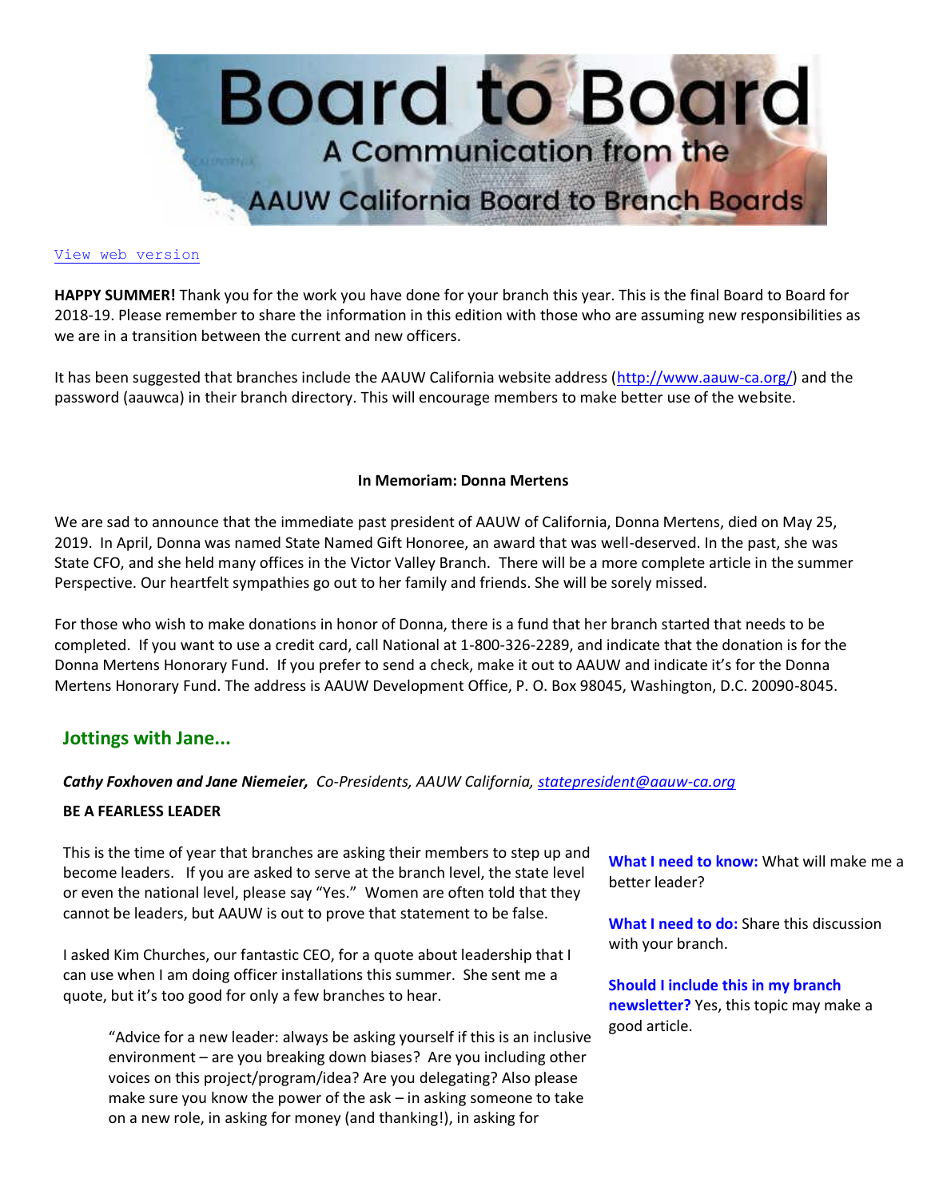# Board to Board

## A Communication from the AAUW California Board to Branch Boards

View web version

**HAPPY SUMMER!** Thank you for the work you have done for your branch this year. This is the final Board to Board for 2018-19. Please remember to share the information in this edition with those who are assuming new responsibilities as we are in a transition between the current and new officers.

It has been suggested that branches include the AAUW California website address (http://www.aauw-ca.org/) and the password (aauwca) in their branch directory. This will encourage members to make better use of the website.

**In Memoriam: Donna Mertens**

We are sad to announce that the immediate past president of AAUW of California, Donna Mertens, died on May 25, 2019. In April, Donna was named State Named Gift Honoree, an award that was well-deserved. In the past, she was State CFO, and she held many offices in the Victor Valley Branch. There will be a more complete article in the summer Perspective. Our heartfelt sympathies go out to her family and friends. She will be sorely missed.

For those who wish to make donations in honor of Donna, there is a fund that her branch started that needs to be completed. If you want to use a credit card, call National at 1-800-326-2289, and indicate that the donation is for the Donna Mertens Honorary Fund. If you prefer to send a check, make it out to AAUW and indicate it's for the Donna Mertens Honorary Fund. The address is AAUW Development Office, P. O. Box 98045, Washington, D.C. 20090-8045.

## Jottings with Jane...

***Cathy Foxhoven and Jane Niemeier,*** *Co-Presidents, AAUW California, statepresident@aauw-ca.org*

**BE A FEARLESS LEADER**

This is the time of year that branches are asking their members to step up and become leaders. If you are asked to serve at the branch level, the state level or even the national level, please say "Yes." Women are often told that they cannot be leaders, but AAUW is out to prove that statement to be false.

I asked Kim Churches, our fantastic CEO, for a quote about leadership that I can use when I am doing officer installations this summer. She sent me a quote, but it's too good for only a few branches to hear.

> "Advice for a new leader: always be asking yourself if this is an inclusive environment – are you breaking down biases? Are you including other voices on this project/program/idea? Are you delegating? Also please make sure you know the power of the ask – in asking someone to take on a new role, in asking for money (and thanking!), in asking for

**What I need to know:** What will make me a better leader?

**What I need to do:** Share this discussion with your branch.

**Should I include this in my branch newsletter?** Yes, this topic may make a good article.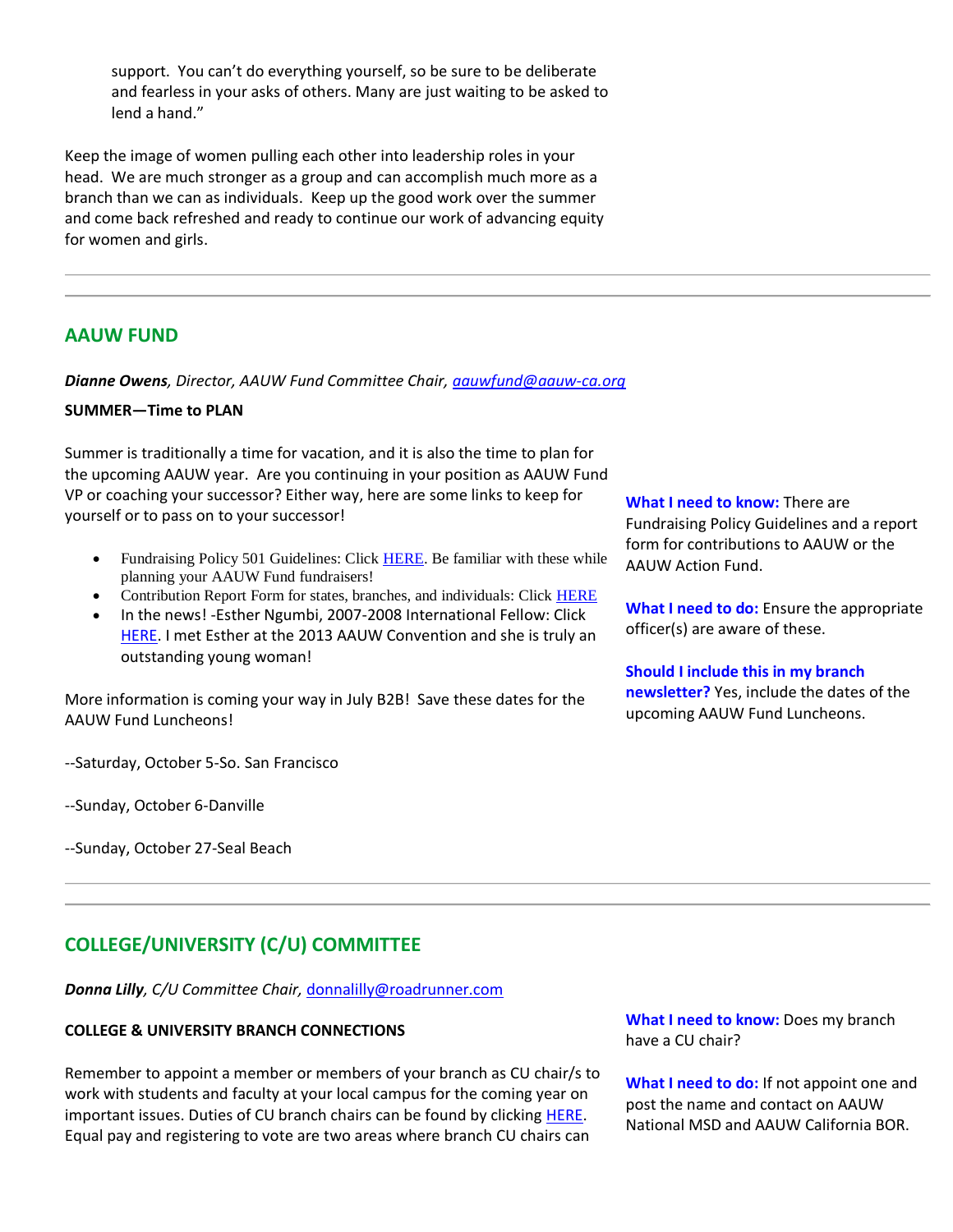support. You can't do everything yourself, so be sure to be deliberate and fearless in your asks of others. Many are just waiting to be asked to lend a hand."

Keep the image of women pulling each other into leadership roles in your head. We are much stronger as a group and can accomplish much more as a branch than we can as individuals. Keep up the good work over the summer and come back refreshed and ready to continue our work of advancing equity for women and girls.

---

## AAUW FUND

***Dianne Owens**, Director, AAUW Fund Committee Chair, aauwfund@aauw-ca.org*

**SUMMER—Time to PLAN**

Summer is traditionally a time for vacation, and it is also the time to plan for the upcoming AAUW year. Are you continuing in your position as AAUW Fund VP or coaching your successor? Either way, here are some links to keep for yourself or to pass on to your successor!

- Fundraising Policy 501 Guidelines: Click HERE. Be familiar with these while planning your AAUW Fund fundraisers!
- Contribution Report Form for states, branches, and individuals: Click HERE
- In the news! -Esther Ngumbi, 2007-2008 International Fellow: Click HERE. I met Esther at the 2013 AAUW Convention and she is truly an outstanding young woman!

More information is coming your way in July B2B! Save these dates for the AAUW Fund Luncheons!

--Saturday, October 5-So. San Francisco

--Sunday, October 6-Danville

--Sunday, October 27-Seal Beach

**What I need to know:** There are Fundraising Policy Guidelines and a report form for contributions to AAUW or the AAUW Action Fund.

**What I need to do:** Ensure the appropriate officer(s) are aware of these.

**Should I include this in my branch newsletter?** Yes, include the dates of the upcoming AAUW Fund Luncheons.

---

## COLLEGE/UNIVERSITY (C/U) COMMITTEE

***Donna Lilly**, C/U Committee Chair, donnalilly@roadrunner.com*

**COLLEGE & UNIVERSITY BRANCH CONNECTIONS**

Remember to appoint a member or members of your branch as CU chair/s to work with students and faculty at your local campus for the coming year on important issues. Duties of CU branch chairs can be found by clicking HERE. Equal pay and registering to vote are two areas where branch CU chairs can

**What I need to know:** Does my branch have a CU chair?

**What I need to do:** If not appoint one and post the name and contact on AAUW National MSD and AAUW California BOR.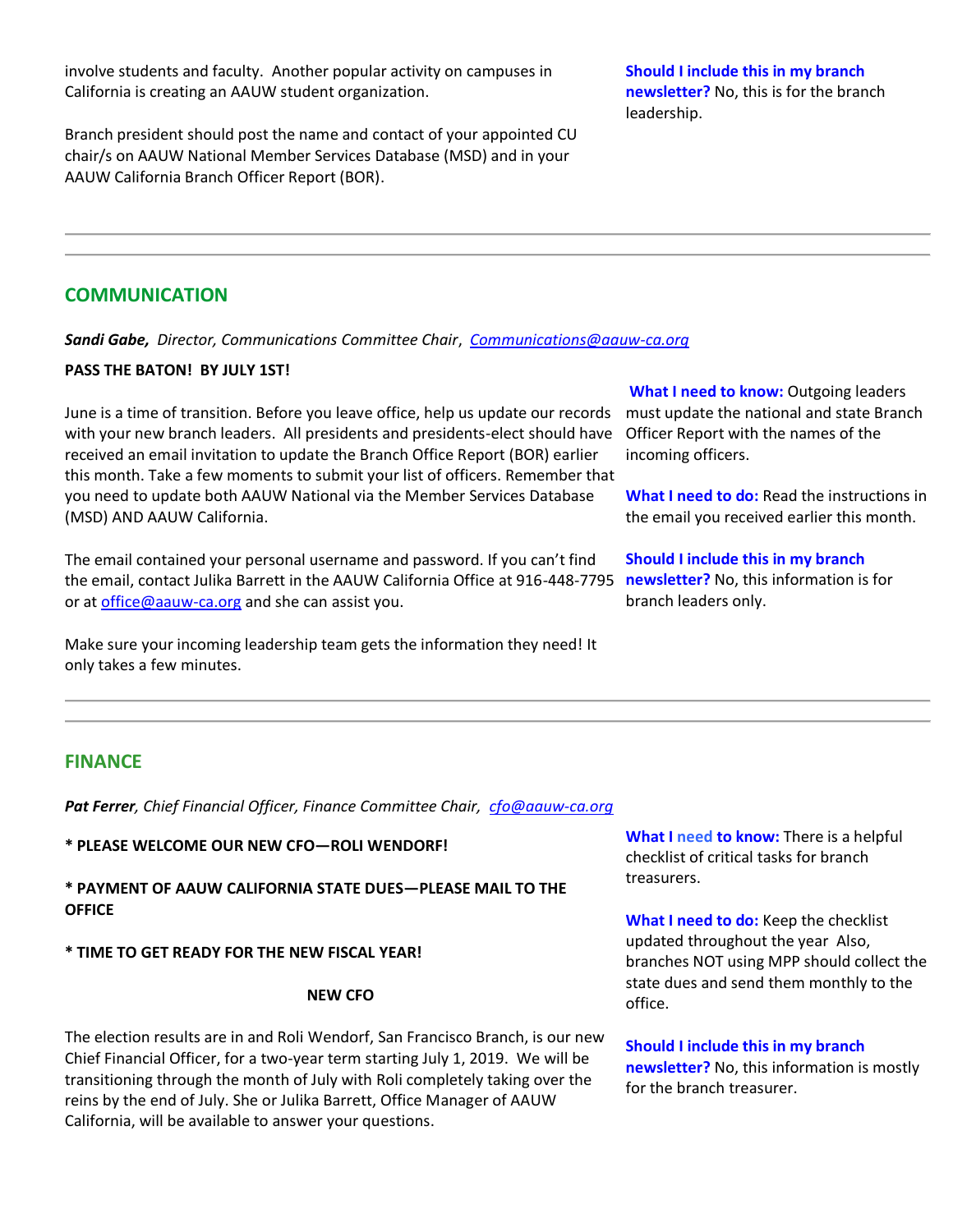involve students and faculty. Another popular activity on campuses in California is creating an AAUW student organization.

Branch president should post the name and contact of your appointed CU chair/s on AAUW National Member Services Database (MSD) and in your AAUW California Branch Officer Report (BOR).

**Should I include this in my branch newsletter?** No, this is for the branch leadership.

---

## COMMUNICATION

***Sandi Gabe,*** *Director, Communications Committee Chair*, *[Communications@aauw-ca.org](mailto:Communications@aauw-ca.org)*

**PASS THE BATON! BY JULY 1ST!**

June is a time of transition. Before you leave office, help us update our records with your new branch leaders. All presidents and presidents-elect should have received an email invitation to update the Branch Office Report (BOR) earlier this month. Take a few moments to submit your list of officers. Remember that you need to update both AAUW National via the Member Services Database (MSD) AND AAUW California.

The email contained your personal username and password. If you can't find the email, contact Julika Barrett in the AAUW California Office at 916-448-7795 or at [office@aauw-ca.org](mailto:office@aauw-ca.org) and she can assist you.

Make sure your incoming leadership team gets the information they need! It only takes a few minutes.

**What I need to know:** Outgoing leaders must update the national and state Branch Officer Report with the names of the incoming officers.

**What I need to do:** Read the instructions in the email you received earlier this month.

**Should I include this in my branch newsletter?** No, this information is for branch leaders only.

---

## FINANCE

***Pat Ferrer****, Chief Financial Officer, Finance Committee Chair,* *[cfo@aauw-ca.org](mailto:cfo@aauw-ca.org)*

**\* PLEASE WELCOME OUR NEW CFO—ROLI WENDORF!**

**\* PAYMENT OF AAUW CALIFORNIA STATE DUES—PLEASE MAIL TO THE OFFICE**

**\* TIME TO GET READY FOR THE NEW FISCAL YEAR!**

**NEW CFO**

The election results are in and Roli Wendorf, San Francisco Branch, is our new Chief Financial Officer, for a two-year term starting July 1, 2019. We will be transitioning through the month of July with Roli completely taking over the reins by the end of July. She or Julika Barrett, Office Manager of AAUW California, will be available to answer your questions.

**What I need to know:** There is a helpful checklist of critical tasks for branch treasurers.

**What I need to do:** Keep the checklist updated throughout the year Also, branches NOT using MPP should collect the state dues and send them monthly to the office.

**Should I include this in my branch newsletter?** No, this information is mostly for the branch treasurer.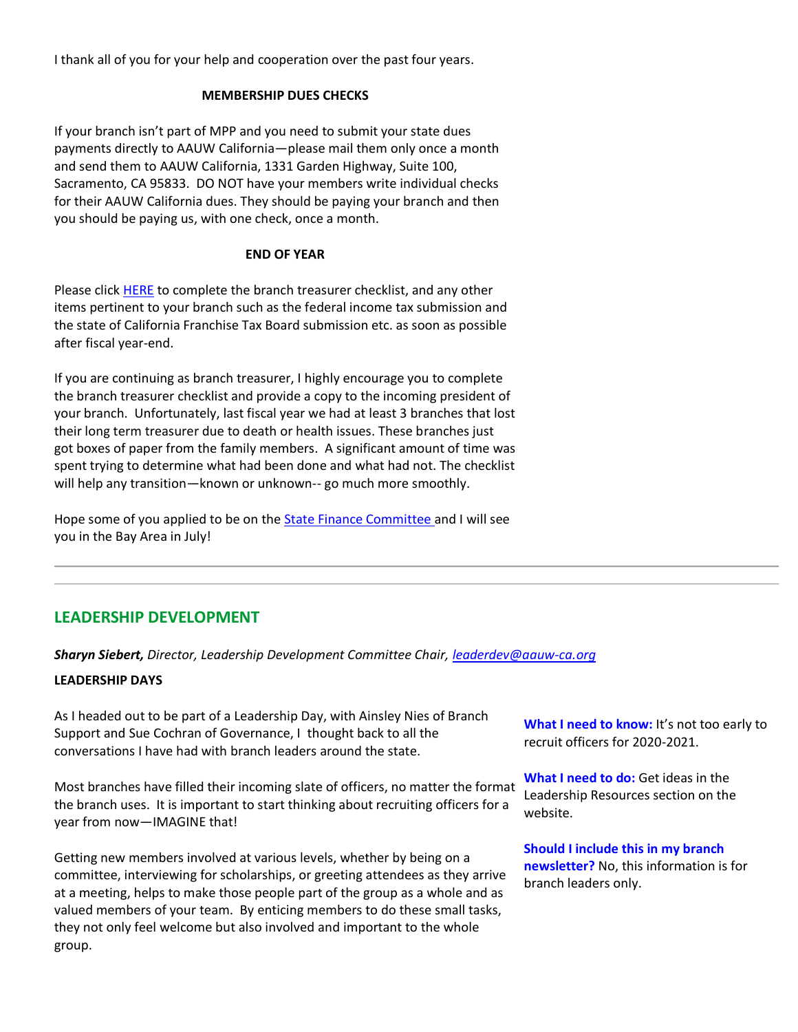I thank all of you for your help and cooperation over the past four years.

**MEMBERSHIP DUES CHECKS**

If your branch isn't part of MPP and you need to submit your state dues payments directly to AAUW California—please mail them only once a month and send them to AAUW California, 1331 Garden Highway, Suite 100, Sacramento, CA 95833. DO NOT have your members write individual checks for their AAUW California dues. They should be paying your branch and then you should be paying us, with one check, once a month.

**END OF YEAR**

Please click HERE to complete the branch treasurer checklist, and any other items pertinent to your branch such as the federal income tax submission and the state of California Franchise Tax Board submission etc. as soon as possible after fiscal year-end.

If you are continuing as branch treasurer, I highly encourage you to complete the branch treasurer checklist and provide a copy to the incoming president of your branch. Unfortunately, last fiscal year we had at least 3 branches that lost their long term treasurer due to death or health issues. These branches just got boxes of paper from the family members. A significant amount of time was spent trying to determine what had been done and what had not. The checklist will help any transition—known or unknown-- go much more smoothly.

Hope some of you applied to be on the State Finance Committee and I will see you in the Bay Area in July!

---

## LEADERSHIP DEVELOPMENT

***Sharyn Siebert,*** *Director, Leadership Development Committee Chair, leaderdev@aauw-ca.org*

**LEADERSHIP DAYS**

As I headed out to be part of a Leadership Day, with Ainsley Nies of Branch Support and Sue Cochran of Governance, I thought back to all the conversations I have had with branch leaders around the state.

Most branches have filled their incoming slate of officers, no matter the format the branch uses. It is important to start thinking about recruiting officers for a year from now—IMAGINE that!

Getting new members involved at various levels, whether by being on a committee, interviewing for scholarships, or greeting attendees as they arrive at a meeting, helps to make those people part of the group as a whole and as valued members of your team. By enticing members to do these small tasks, they not only feel welcome but also involved and important to the whole group.

**What I need to know:** It's not too early to recruit officers for 2020-2021.

**What I need to do:** Get ideas in the Leadership Resources section on the website.

**Should I include this in my branch newsletter?** No, this information is for branch leaders only.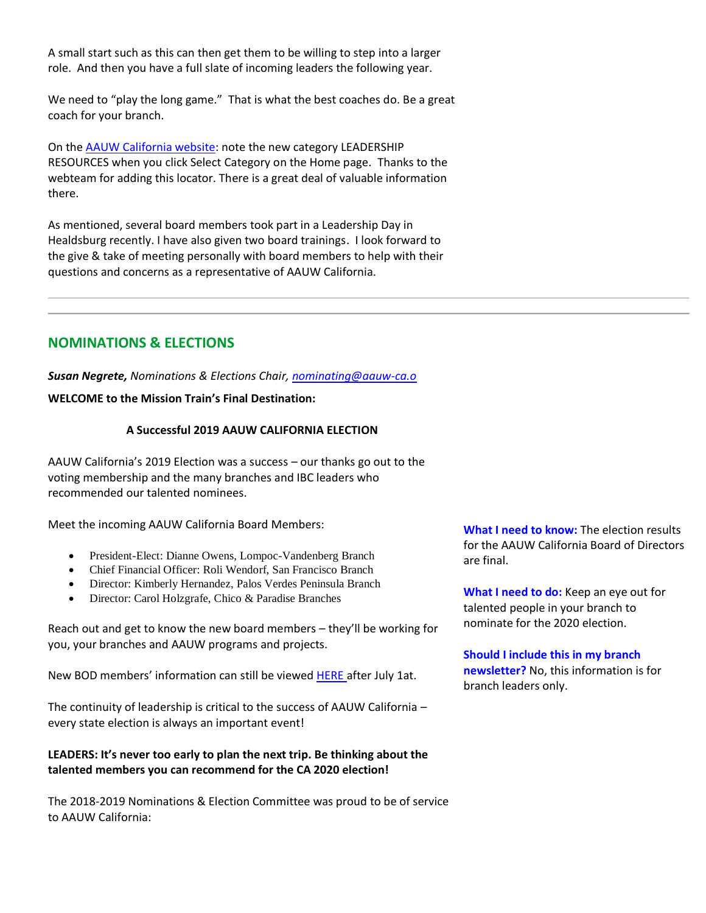A small start such as this can then get them to be willing to step into a larger role. And then you have a full slate of incoming leaders the following year.

We need to "play the long game." That is what the best coaches do. Be a great coach for your branch.

On the AAUW California website: note the new category LEADERSHIP RESOURCES when you click Select Category on the Home page. Thanks to the webteam for adding this locator. There is a great deal of valuable information there.

As mentioned, several board members took part in a Leadership Day in Healdsburg recently. I have also given two board trainings. I look forward to the give & take of meeting personally with board members to help with their questions and concerns as a representative of AAUW California.

---

## NOMINATIONS & ELECTIONS

***Susan Negrete,*** *Nominations & Elections Chair,* *nominating@aauw-ca.o*

**WELCOME to the Mission Train's Final Destination:**

**A Successful 2019 AAUW CALIFORNIA ELECTION**

AAUW California's 2019 Election was a success – our thanks go out to the voting membership and the many branches and IBC leaders who recommended our talented nominees.

Meet the incoming AAUW California Board Members:

- President-Elect: Dianne Owens, Lompoc-Vandenberg Branch
- Chief Financial Officer: Roli Wendorf, San Francisco Branch
- Director: Kimberly Hernandez, Palos Verdes Peninsula Branch
- Director: Carol Holzgrafe, Chico & Paradise Branches

Reach out and get to know the new board members – they'll be working for you, your branches and AAUW programs and projects.

New BOD members' information can still be viewed HERE after July 1at.

The continuity of leadership is critical to the success of AAUW California – every state election is always an important event!

**LEADERS: It's never too early to plan the next trip. Be thinking about the talented members you can recommend for the CA 2020 election!**

The 2018-2019 Nominations & Election Committee was proud to be of service to AAUW California:

**What I need to know:** The election results for the AAUW California Board of Directors are final.

**What I need to do:** Keep an eye out for talented people in your branch to nominate for the 2020 election.

**Should I include this in my branch newsletter?** No, this information is for branch leaders only.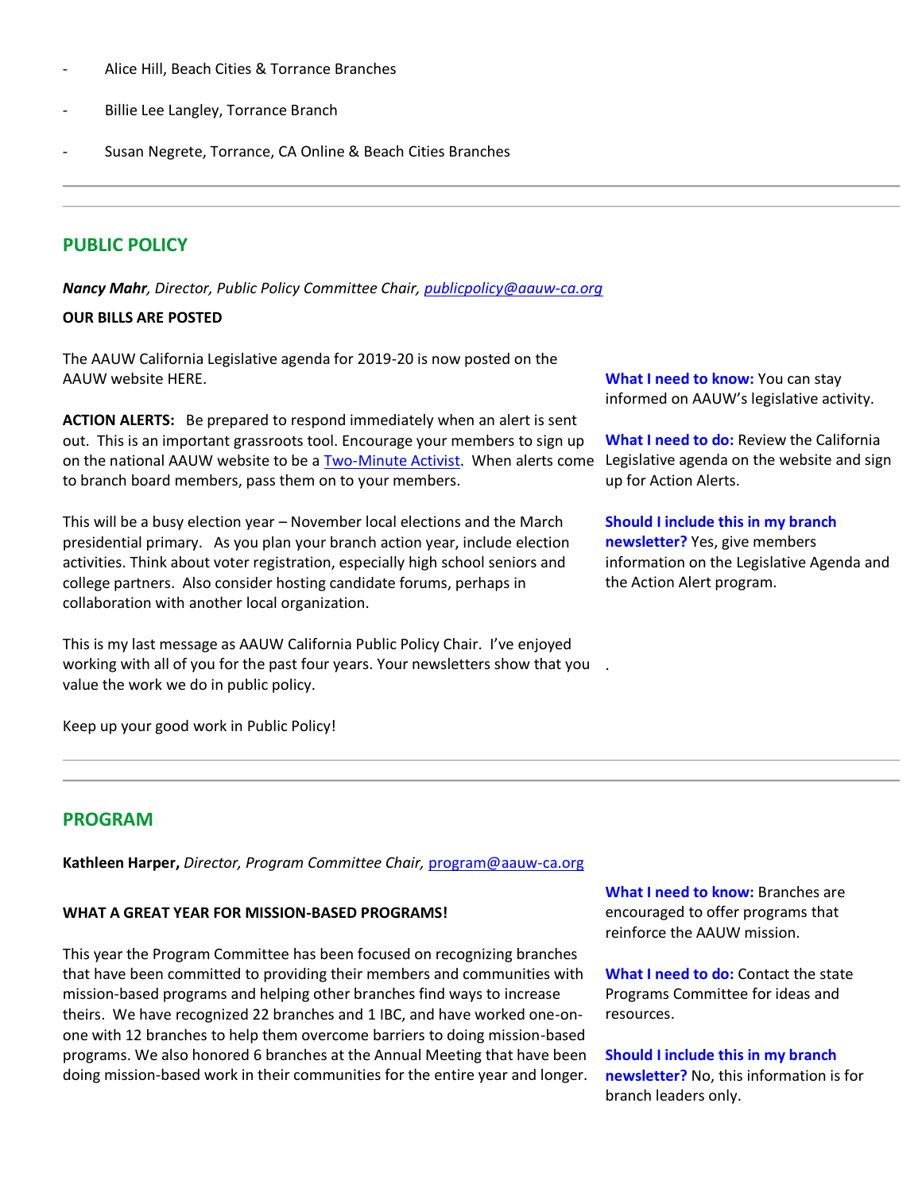- Alice Hill, Beach Cities & Torrance Branches
- Billie Lee Langley, Torrance Branch
- Susan Negrete, Torrance, CA Online & Beach Cities Branches

---

## PUBLIC POLICY

***Nancy Mahr**, Director, Public Policy Committee Chair, publicpolicy@aauw-ca.org*

**OUR BILLS ARE POSTED**

The AAUW California Legislative agenda for 2019-20 is now posted on the AAUW website HERE.

**ACTION ALERTS:** Be prepared to respond immediately when an alert is sent out. This is an important grassroots tool. Encourage your members to sign up on the national AAUW website to be a Two-Minute Activist. When alerts come to branch board members, pass them on to your members.

This will be a busy election year – November local elections and the March presidential primary. As you plan your branch action year, include election activities. Think about voter registration, especially high school seniors and college partners. Also consider hosting candidate forums, perhaps in collaboration with another local organization.

This is my last message as AAUW California Public Policy Chair. I've enjoyed working with all of you for the past four years. Your newsletters show that you value the work we do in public policy.

Keep up your good work in Public Policy!

**What I need to know:** You can stay informed on AAUW's legislative activity.

**What I need to do:** Review the California Legislative agenda on the website and sign up for Action Alerts.

**Should I include this in my branch newsletter?** Yes, give members information on the Legislative Agenda and the Action Alert program.

---

## PROGRAM

**Kathleen Harper,** *Director, Program Committee Chair,* program@aauw-ca.org

**WHAT A GREAT YEAR FOR MISSION-BASED PROGRAMS!**

This year the Program Committee has been focused on recognizing branches that have been committed to providing their members and communities with mission-based programs and helping other branches find ways to increase theirs. We have recognized 22 branches and 1 IBC, and have worked one-on-one with 12 branches to help them overcome barriers to doing mission-based programs. We also honored 6 branches at the Annual Meeting that have been doing mission-based work in their communities for the entire year and longer.

**What I need to know:** Branches are encouraged to offer programs that reinforce the AAUW mission.

**What I need to do:** Contact the state Programs Committee for ideas and resources.

**Should I include this in my branch newsletter?** No, this information is for branch leaders only.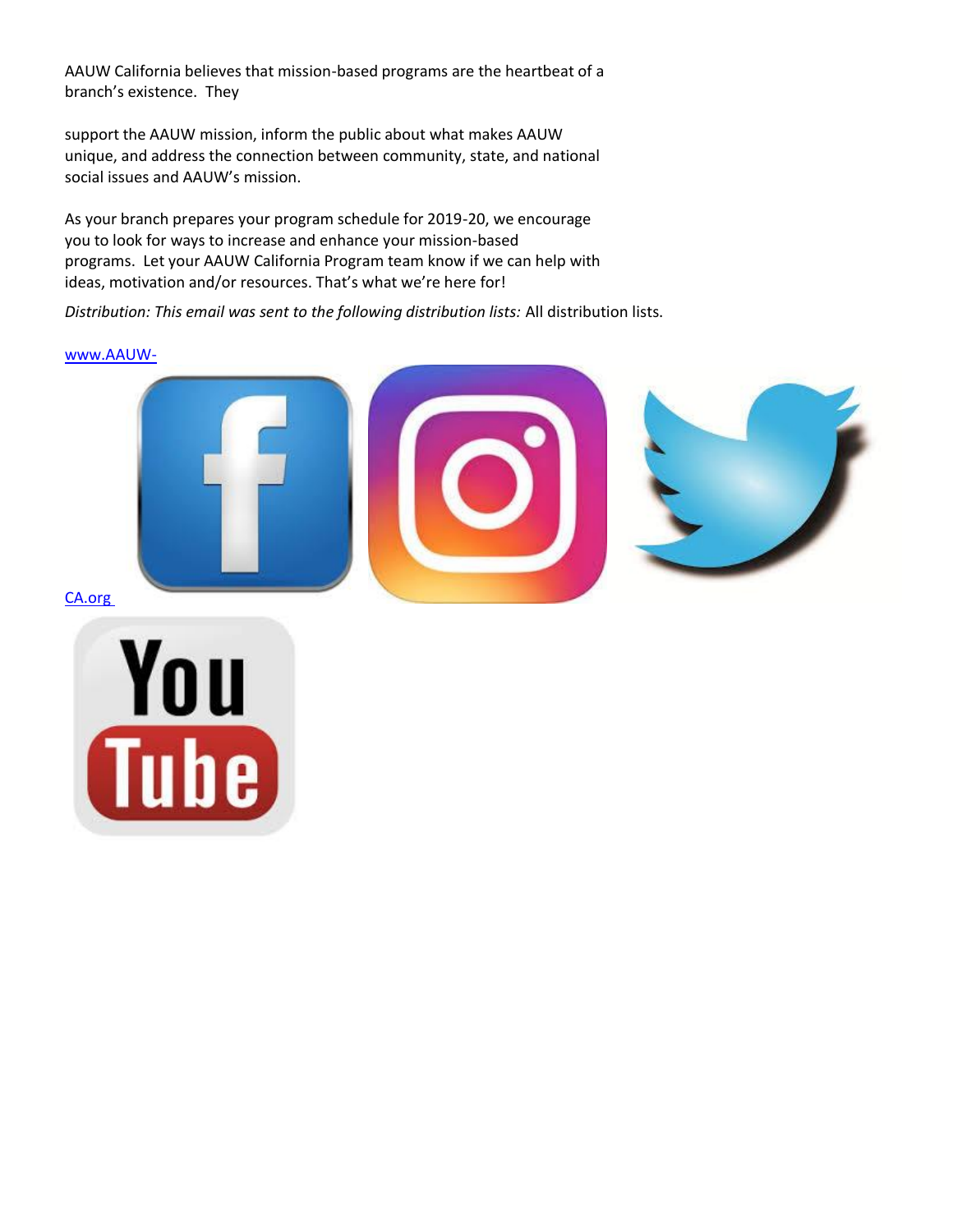AAUW California believes that mission-based programs are the heartbeat of a branch's existence. They

support the AAUW mission, inform the public about what makes AAUW unique, and address the connection between community, state, and national social issues and AAUW's mission.

As your branch prepares your program schedule for 2019-20, we encourage you to look for ways to increase and enhance your mission-based programs. Let your AAUW California Program team know if we can help with ideas, motivation and/or resources. That's what we're here for!

*Distribution: This email was sent to the following distribution lists:* All distribution lists.

www.AAUW-CA.org